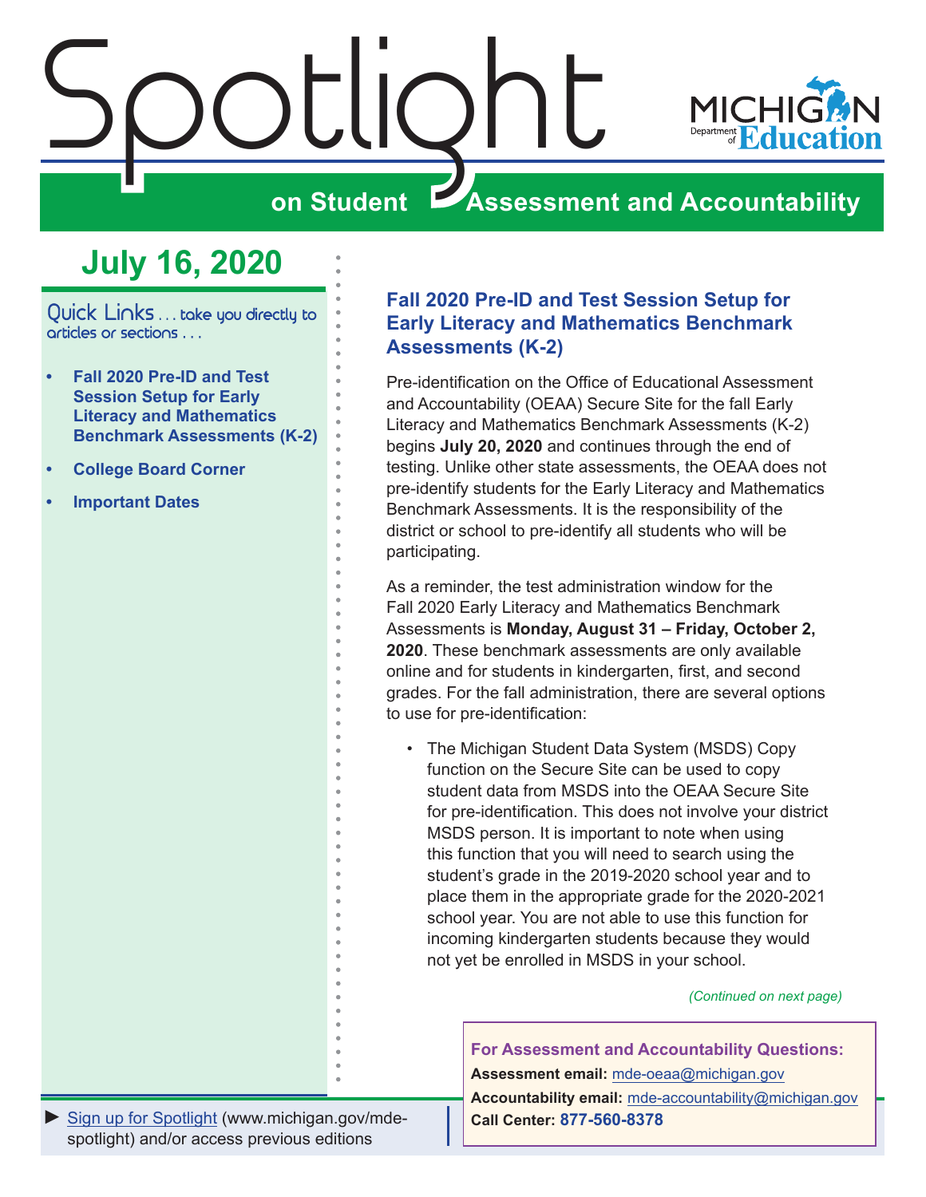# Spotlight on Student Assessment and Accountability

MICHIGAN Department of Education

## July 16, 2020

Quick Links . . . take you directly to articles or sections . . .

- **Fall 2020 Pre-ID and Test Session Setup for Early Literacy and Mathematics Benchmark Assessments (K-2)**
- **College Board Corner**
- **Important Dates**

## Fall 2020 Pre-ID and Test Session Setup for Early Literacy and Mathematics Benchmark Assessments (K-2)

Pre-identification on the Office of Educational Assessment and Accountability (OEAA) Secure Site for the fall Early Literacy and Mathematics Benchmark Assessments (K-2) begins **July 20, 2020** and continues through the end of testing. Unlike other state assessments, the OEAA does not pre-identify students for the Early Literacy and Mathematics Benchmark Assessments. It is the responsibility of the district or school to pre-identify all students who will be participating.

As a reminder, the test administration window for the Fall 2020 Early Literacy and Mathematics Benchmark Assessments is **Monday, August 31 – Friday, October 2, 2020**. These benchmark assessments are only available online and for students in kindergarten, first, and second grades. For the fall administration, there are several options to use for pre-identification:

- The Michigan Student Data System (MSDS) Copy function on the Secure Site can be used to copy student data from MSDS into the OEAA Secure Site for pre-identification. This does not involve your district MSDS person. It is important to note when using this function that you will need to search using the student's grade in the 2019-2020 school year and to place them in the appropriate grade for the 2020-2021 school year. You are not able to use this function for incoming kindergarten students because they would not yet be enrolled in MSDS in your school.

*(Continued on next page)*

**For Assessment and Accountability Questions:**
**Assessment email:** mde-oeaa@michigan.gov
**Accountability email:** mde-accountability@michigan.gov
**Call Center: 877-560-8378**

► Sign up for Spotlight (www.michigan.gov/mde-spotlight) and/or access previous editions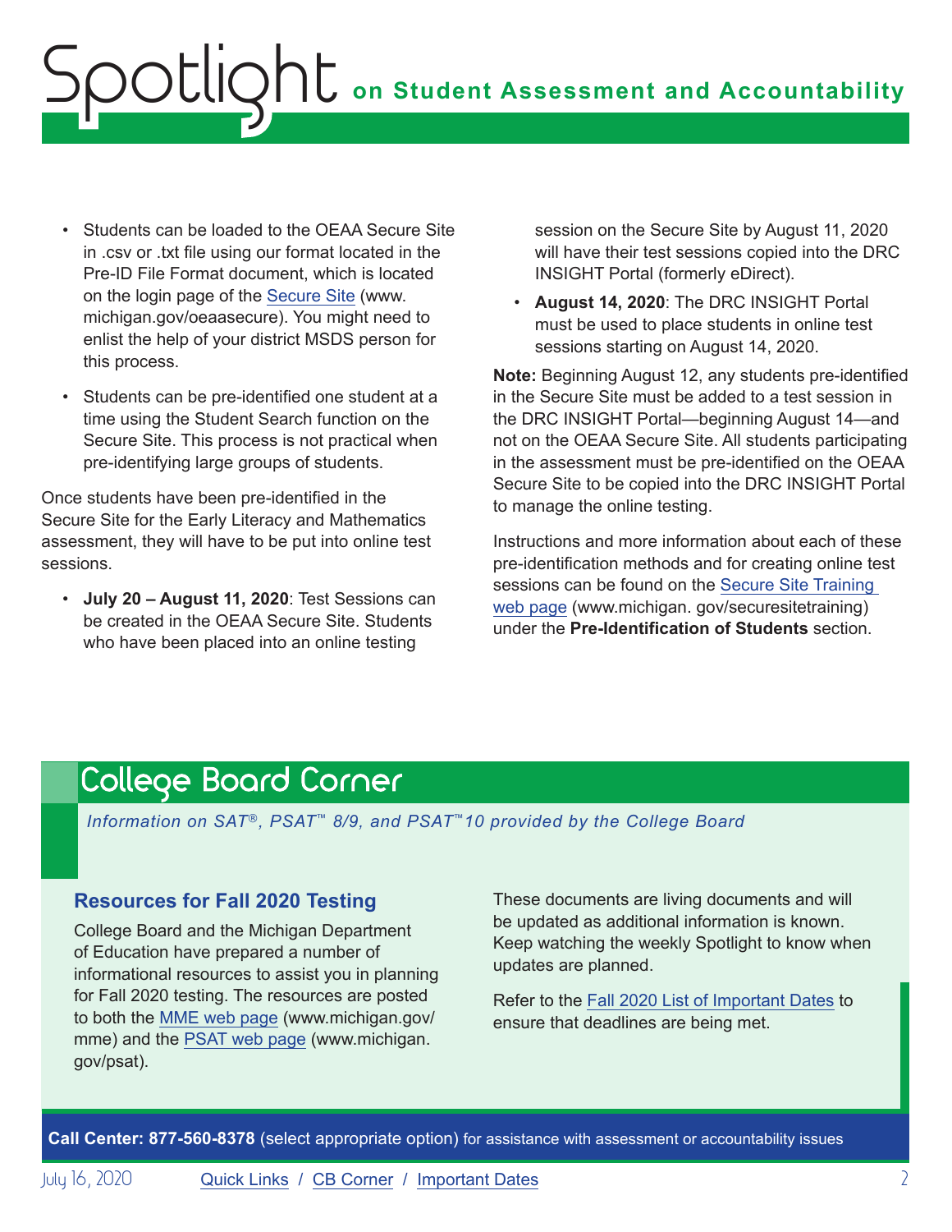- Students can be loaded to the OEAA Secure Site in .csv or .txt file using our format located in the Pre-ID File Format document, which is located on the login page of the [Secure Site](www.michigan.gov/oeaasecure) (www. michigan.gov/oeaasecure). You might need to enlist the help of your district MSDS person for this process.
- Students can be pre-identified one student at a time using the Student Search function on the Secure Site. This process is not practical when pre-identifying large groups of students.

Once students have been pre-identified in the Secure Site for the Early Literacy and Mathematics assessment, they will have to be put into online test sessions.

- **July 20 – August 11, 2020**: Test Sessions can be created in the OEAA Secure Site. Students who have been placed into an online testing session on the Secure Site by August 11, 2020 will have their test sessions copied into the DRC INSIGHT Portal (formerly eDirect).
- **August 14, 2020**: The DRC INSIGHT Portal must be used to place students in online test sessions starting on August 14, 2020.

**Note:** Beginning August 12, any students pre-identified in the Secure Site must be added to a test session in the DRC INSIGHT Portal—beginning August 14—and not on the OEAA Secure Site. All students participating in the assessment must be pre-identified on the OEAA Secure Site to be copied into the DRC INSIGHT Portal to manage the online testing.

Instructions and more information about each of these pre-identification methods and for creating online test sessions can be found on the [Secure Site Training web page](www.michigan.gov/securesitetraining) (www.michigan. gov/securesitetraining) under the **Pre-Identification of Students** section.

# College Board Corner

*Information on SAT®, PSAT™ 8/9, and PSAT™10 provided by the College Board*

## Resources for Fall 2020 Testing

College Board and the Michigan Department of Education have prepared a number of informational resources to assist you in planning for Fall 2020 testing. The resources are posted to both the [MME web page](www.michigan.gov/mme) (www.michigan.gov/ mme) and the [PSAT web page](www.michigan.gov/psat) (www.michigan. gov/psat).

These documents are living documents and will be updated as additional information is known. Keep watching the weekly Spotlight to know when updates are planned.

Refer to the Fall 2020 List of Important Dates to ensure that deadlines are being met.

**Call Center: 877-560-8378** (select appropriate option) for assistance with assessment or accountability issues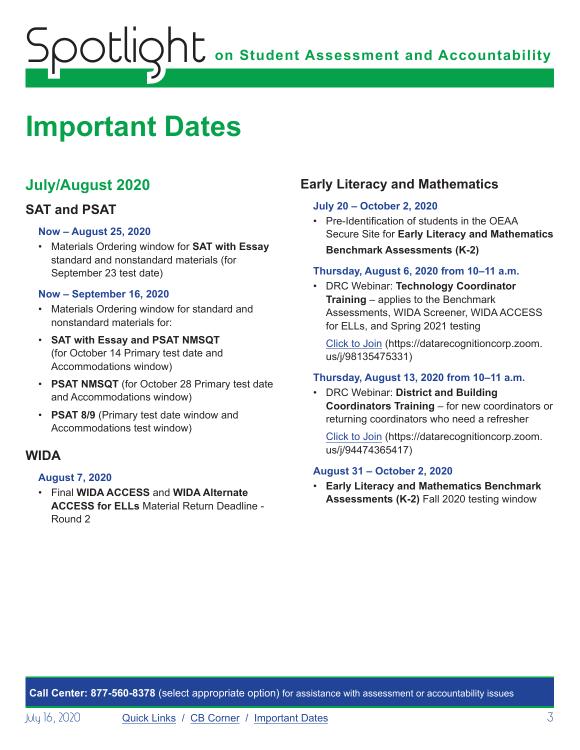# Important Dates

## July/August 2020

### SAT and PSAT

**Now – August 25, 2020**

- Materials Ordering window for **SAT with Essay** standard and nonstandard materials (for September 23 test date)

**Now – September 16, 2020**

- Materials Ordering window for standard and nonstandard materials for:
- **SAT with Essay and PSAT NMSQT** (for October 14 Primary test date and Accommodations window)
- **PSAT NMSQT** (for October 28 Primary test date and Accommodations window)
- **PSAT 8/9** (Primary test date window and Accommodations test window)

### WIDA

**August 7, 2020**

- Final **WIDA ACCESS** and **WIDA Alternate ACCESS for ELLs** Material Return Deadline - Round 2

### Early Literacy and Mathematics

**July 20 – October 2, 2020**

- Pre-Identification of students in the OEAA Secure Site for **Early Literacy and Mathematics Benchmark Assessments (K-2)**

**Thursday, August 6, 2020 from 10–11 a.m.**

- DRC Webinar: **Technology Coordinator Training** – applies to the Benchmark Assessments, WIDA Screener, WIDA ACCESS for ELLs, and Spring 2021 testing

  Click to Join (https://datarecognitioncorp.zoom.us/j/98135475331)

**Thursday, August 13, 2020 from 10–11 a.m.**

- DRC Webinar: **District and Building Coordinators Training** – for new coordinators or returning coordinators who need a refresher

  Click to Join (https://datarecognitioncorp.zoom.us/j/94474365417)

**August 31 – October 2, 2020**

- **Early Literacy and Mathematics Benchmark Assessments (K-2)** Fall 2020 testing window

**Call Center: 877-560-8378** (select appropriate option) for assistance with assessment or accountability issues